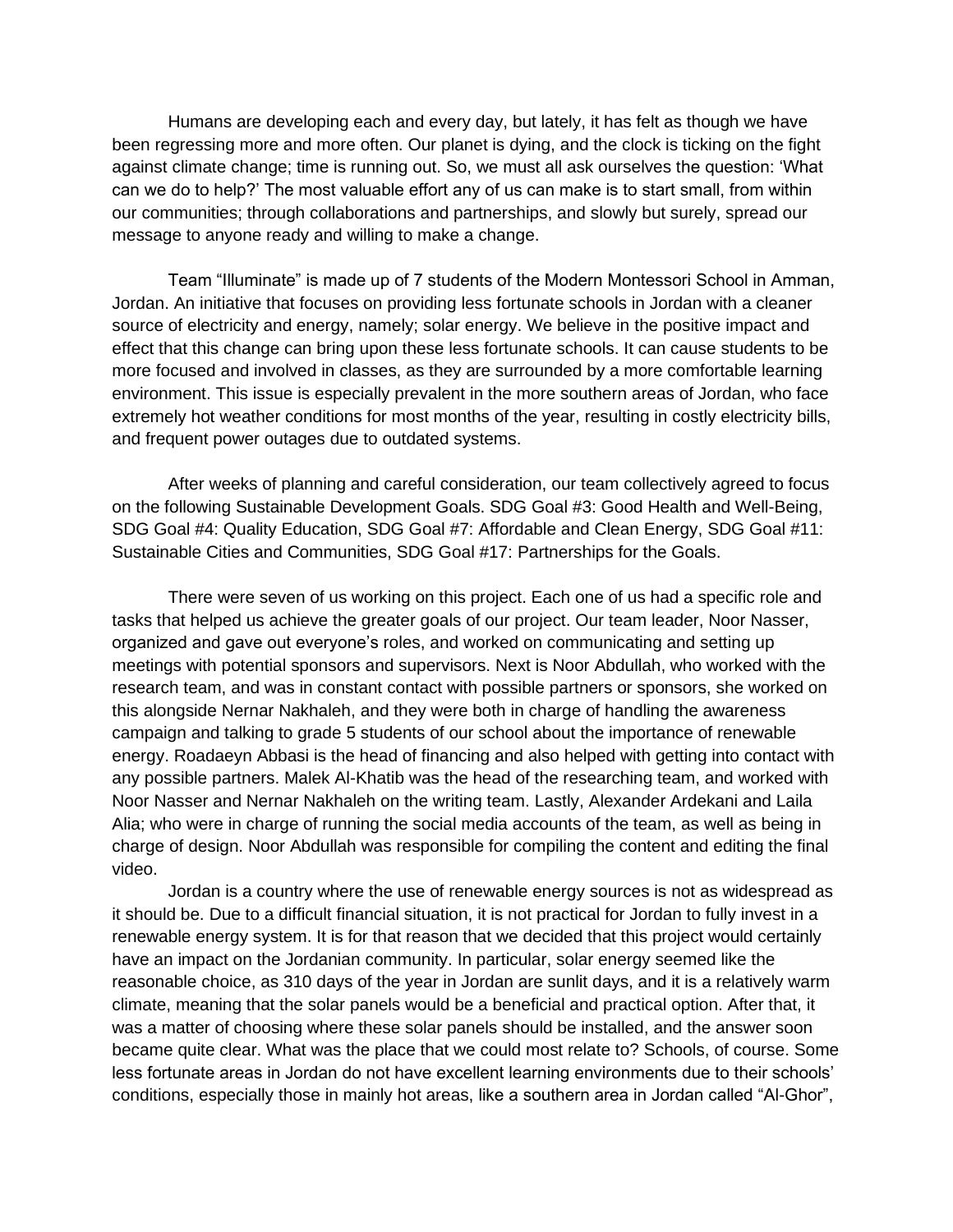Humans are developing each and every day, but lately, it has felt as though we have been regressing more and more often. Our planet is dying, and the clock is ticking on the fight against climate change; time is running out. So, we must all ask ourselves the question: 'What can we do to help?' The most valuable effort any of us can make is to start small, from within our communities; through collaborations and partnerships, and slowly but surely, spread our message to anyone ready and willing to make a change.

Team "Illuminate" is made up of 7 students of the Modern Montessori School in Amman, Jordan. An initiative that focuses on providing less fortunate schools in Jordan with a cleaner source of electricity and energy, namely; solar energy. We believe in the positive impact and effect that this change can bring upon these less fortunate schools. It can cause students to be more focused and involved in classes, as they are surrounded by a more comfortable learning environment. This issue is especially prevalent in the more southern areas of Jordan, who face extremely hot weather conditions for most months of the year, resulting in costly electricity bills, and frequent power outages due to outdated systems.

After weeks of planning and careful consideration, our team collectively agreed to focus on the following Sustainable Development Goals. SDG Goal #3: Good Health and Well-Being, SDG Goal #4: Quality Education, SDG Goal #7: Affordable and Clean Energy, SDG Goal #11: Sustainable Cities and Communities, SDG Goal #17: Partnerships for the Goals.

There were seven of us working on this project. Each one of us had a specific role and tasks that helped us achieve the greater goals of our project. Our team leader, Noor Nasser, organized and gave out everyone's roles, and worked on communicating and setting up meetings with potential sponsors and supervisors. Next is Noor Abdullah, who worked with the research team, and was in constant contact with possible partners or sponsors, she worked on this alongside Nernar Nakhaleh, and they were both in charge of handling the awareness campaign and talking to grade 5 students of our school about the importance of renewable energy. Roadaeyn Abbasi is the head of financing and also helped with getting into contact with any possible partners. Malek Al-Khatib was the head of the researching team, and worked with Noor Nasser and Nernar Nakhaleh on the writing team. Lastly, Alexander Ardekani and Laila Alia; who were in charge of running the social media accounts of the team, as well as being in charge of design. Noor Abdullah was responsible for compiling the content and editing the final video.

Jordan is a country where the use of renewable energy sources is not as widespread as it should be. Due to a difficult financial situation, it is not practical for Jordan to fully invest in a renewable energy system. It is for that reason that we decided that this project would certainly have an impact on the Jordanian community. In particular, solar energy seemed like the reasonable choice, as 310 days of the year in Jordan are sunlit days, and it is a relatively warm climate, meaning that the solar panels would be a beneficial and practical option. After that, it was a matter of choosing where these solar panels should be installed, and the answer soon became quite clear. What was the place that we could most relate to? Schools, of course. Some less fortunate areas in Jordan do not have excellent learning environments due to their schools' conditions, especially those in mainly hot areas, like a southern area in Jordan called "Al-Ghor",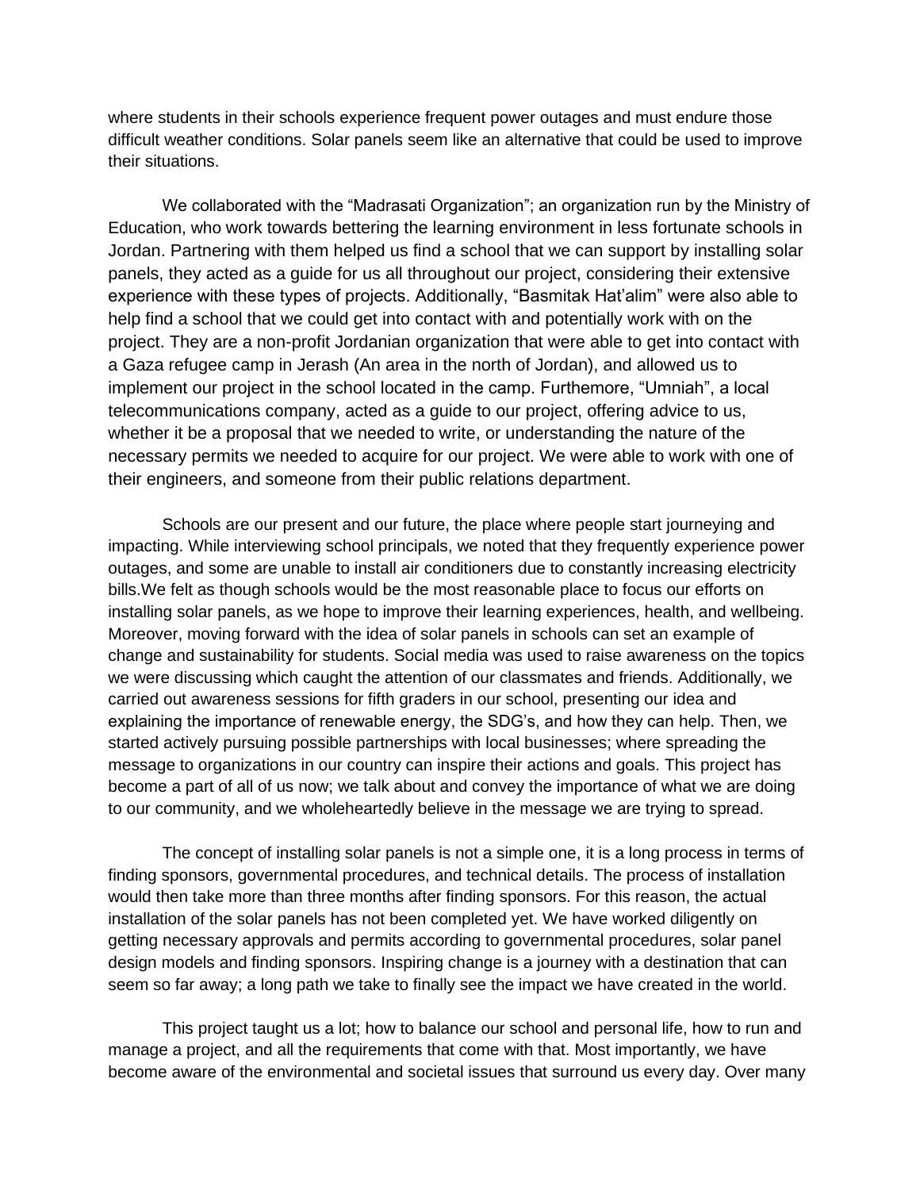where students in their schools experience frequent power outages and must endure those difficult weather conditions. Solar panels seem like an alternative that could be used to improve their situations.

We collaborated with the "Madrasati Organization"; an organization run by the Ministry of Education, who work towards bettering the learning environment in less fortunate schools in Jordan. Partnering with them helped us find a school that we can support by installing solar panels, they acted as a guide for us all throughout our project, considering their extensive experience with these types of projects. Additionally, "Basmitak Hat'alim" were also able to help find a school that we could get into contact with and potentially work with on the project. They are a non-profit Jordanian organization that were able to get into contact with a Gaza refugee camp in Jerash (An area in the north of Jordan), and allowed us to implement our project in the school located in the camp. Futhemore, "Umniah", a local telecommunications company, acted as a guide to our project, offering advice to us, whether it be a proposal that we needed to write, or understanding the nature of the necessary permits we needed to acquire for our project. We were able to work with one of their engineers, and someone from their public relations department.

Schools are our present and our future, the place where people start journeying and impacting. While interviewing school principals, we noted that they frequently experience power outages, and some are unable to install air conditioners due to constantly increasing electricity bills.We felt as though schools would be the most reasonable place to focus our efforts on installing solar panels, as we hope to improve their learning experiences, health, and wellbeing. Moreover, moving forward with the idea of solar panels in schools can set an example of change and sustainability for students. Social media was used to raise awareness on the topics we were discussing which caught the attention of our classmates and friends. Additionally, we carried out awareness sessions for fifth graders in our school, presenting our idea and explaining the importance of renewable energy, the SDG's, and how they can help. Then, we started actively pursuing possible partnerships with local businesses; where spreading the message to organizations in our country can inspire their actions and goals. This project has become a part of all of us now; we talk about and convey the importance of what we are doing to our community, and we wholeheartedly believe in the message we are trying to spread.

The concept of installing solar panels is not a simple one, it is a long process in terms of finding sponsors, governmental procedures, and technical details. The process of installation would then take more than three months after finding sponsors. For this reason, the actual installation of the solar panels has not been completed yet. We have worked diligently on getting necessary approvals and permits according to governmental procedures, solar panel design models and finding sponsors. Inspiring change is a journey with a destination that can seem so far away; a long path we take to finally see the impact we have created in the world.

This project taught us a lot; how to balance our school and personal life, how to run and manage a project, and all the requirements that come with that. Most importantly, we have become aware of the environmental and societal issues that surround us every day. Over many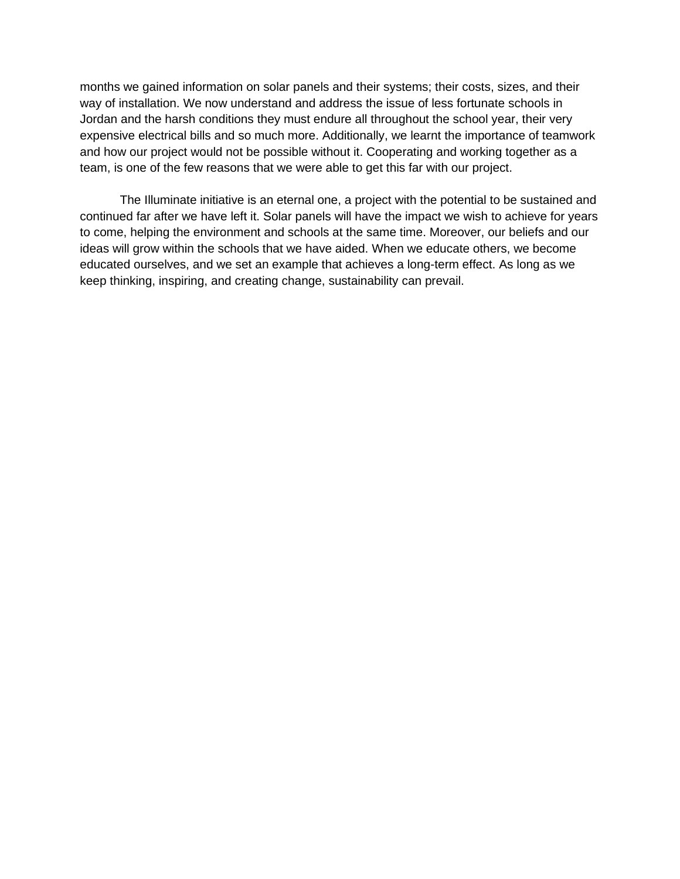months we gained information on solar panels and their systems; their costs, sizes, and their way of installation. We now understand and address the issue of less fortunate schools in Jordan and the harsh conditions they must endure all throughout the school year, their very expensive electrical bills and so much more. Additionally, we learnt the importance of teamwork and how our project would not be possible without it. Cooperating and working together as a team, is one of the few reasons that we were able to get this far with our project.

The Illuminate initiative is an eternal one, a project with the potential to be sustained and continued far after we have left it. Solar panels will have the impact we wish to achieve for years to come, helping the environment and schools at the same time. Moreover, our beliefs and our ideas will grow within the schools that we have aided. When we educate others, we become educated ourselves, and we set an example that achieves a long-term effect. As long as we keep thinking, inspiring, and creating change, sustainability can prevail.